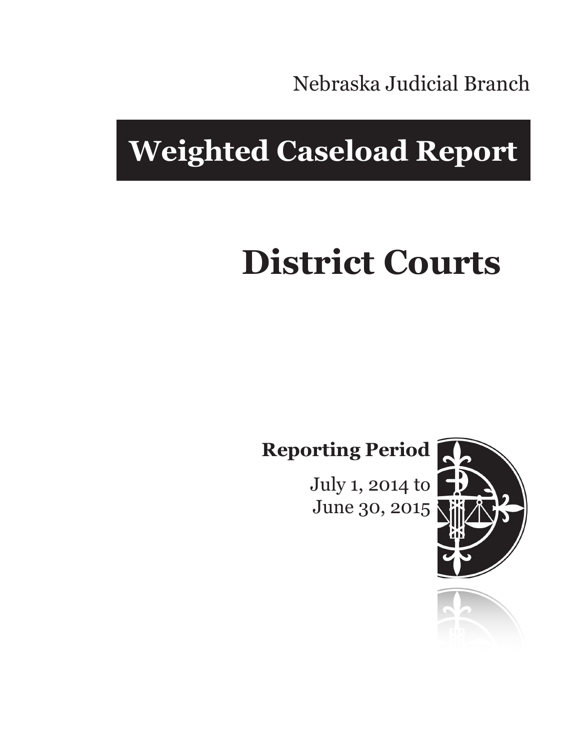Nebraska Judicial Branch

# Weighted Caseload Report

# District Courts

**Reporting Period**

July 1, 2014 to
June 30, 2015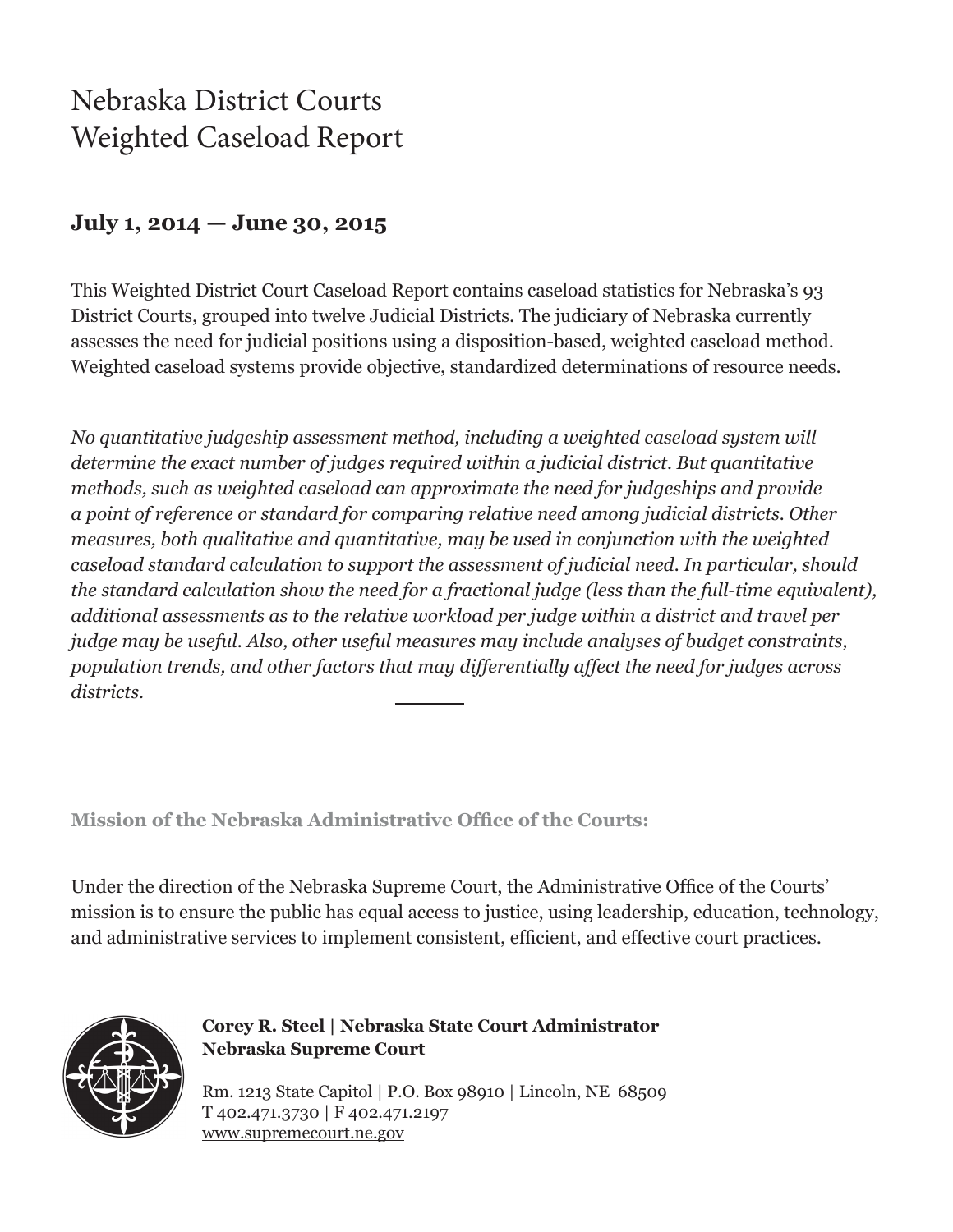# Nebraska District Courts
# Weighted Caseload Report

**July 1, 2014 — June 30, 2015**

This Weighted District Court Caseload Report contains caseload statistics for Nebraska's 93 District Courts, grouped into twelve Judicial Districts. The judiciary of Nebraska currently assesses the need for judicial positions using a disposition-based, weighted caseload method. Weighted caseload systems provide objective, standardized determinations of resource needs.

*No quantitative judgeship assessment method, including a weighted caseload system will determine the exact number of judges required within a judicial district. But quantitative methods, such as weighted caseload can approximate the need for judgeships and provide a point of reference or standard for comparing relative need among judicial districts. Other measures, both qualitative and quantitative, may be used in conjunction with the weighted caseload standard calculation to support the assessment of judicial need. In particular, should the standard calculation show the need for a fractional judge (less than the full-time equivalent), additional assessments as to the relative workload per judge within a district and travel per judge may be useful. Also, other useful measures may include analyses of budget constraints, population trends, and other factors that may differentially affect the need for judges across districts.*

**Mission of the Nebraska Administrative Office of the Courts:**

Under the direction of the Nebraska Supreme Court, the Administrative Office of the Courts' mission is to ensure the public has equal access to justice, using leadership, education, technology, and administrative services to implement consistent, efficient, and effective court practices.

**Corey R. Steel | Nebraska State Court Administrator**
**Nebraska Supreme Court**

Rm. 1213 State Capitol | P.O. Box 98910 | Lincoln, NE 68509
T 402.471.3730 | F 402.471.2197
www.supremecourt.ne.gov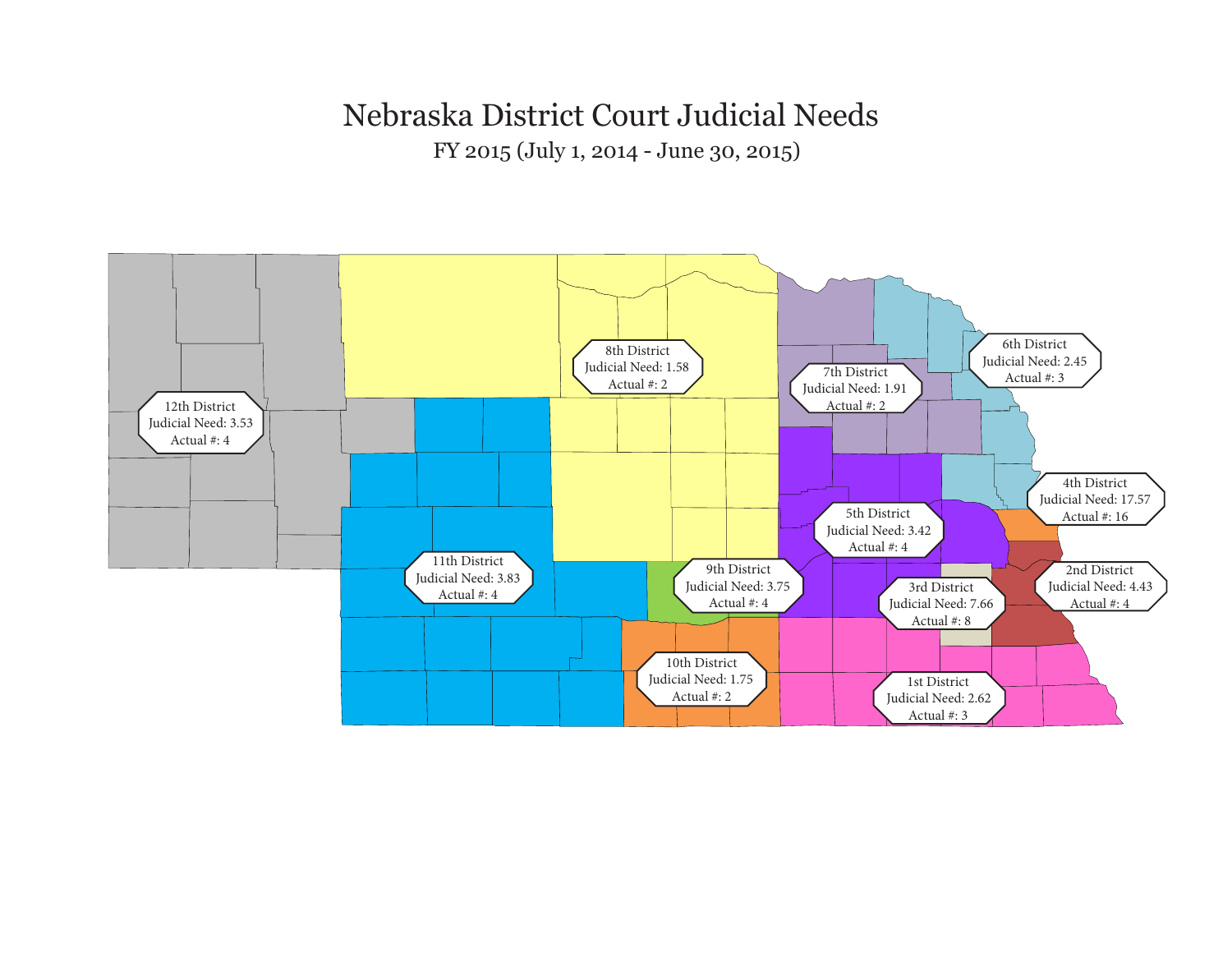# Nebraska District Court Judicial Needs

FY 2015 (July 1, 2014 - June 30, 2015)

8th District
Judicial Need: 1.58
Actual #: 2

6th District
Judicial Need: 2.45
Actual #: 3

7th District
Judicial Need: 1.91
Actual #: 2

12th District
Judicial Need: 3.53
Actual #: 4

4th District
Judicial Need: 17.57
Actual #: 16

5th District
Judicial Need: 3.42
Actual #: 4

11th District
Judicial Need: 3.83
Actual #: 4

9th District
Judicial Need: 3.75
Actual #: 4

2nd District
Judicial Need: 4.43
Actual #: 4

3rd District
Judicial Need: 7.66
Actual #: 8

10th District
Judicial Need: 1.75
Actual #: 2

1st District
Judicial Need: 2.62
Actual #: 3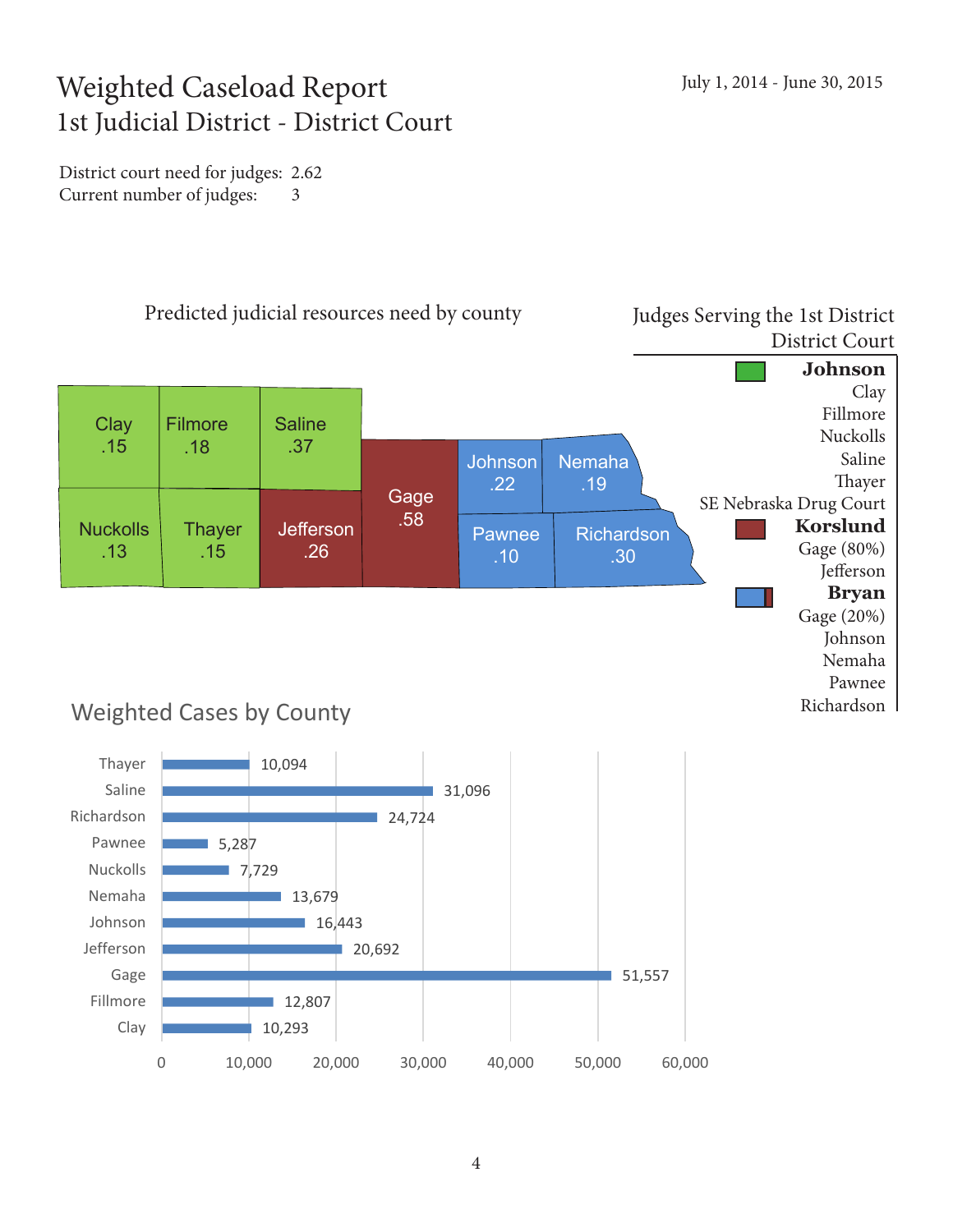# Weighted Caseload Report
## 1st Judicial District - District Court

July 1, 2014 - June 30, 2015

District court need for judges: 2.62
Current number of judges: 3

### Predicted judicial resources need by county

| County | Need |
|---|---|
| Clay | .15 |
| Filmore | .18 |
| Saline | .37 |
| Nuckolls | .13 |
| Thayer | .15 |
| Jefferson | .26 |
| Gage | .58 |
| Johnson | .22 |
| Nemaha | .19 |
| Pawnee | .10 |
| Richardson | .30 |

### Judges Serving the 1st District District Court

**Johnson**
Clay
Fillmore
Nuckolls
Saline
Thayer
SE Nebraska Drug Court

**Korslund**
Gage (80%)
Jefferson

**Bryan**
Gage (20%)
Johnson
Nemaha
Pawnee
Richardson

### Weighted Cases by County

| County | Weighted Cases |
|---|---|
| Thayer | 10,094 |
| Saline | 31,096 |
| Richardson | 24,724 |
| Pawnee | 5,287 |
| Nuckolls | 7,729 |
| Nemaha | 13,679 |
| Johnson | 16,443 |
| Jefferson | 20,692 |
| Gage | 51,557 |
| Fillmore | 12,807 |
| Clay | 10,293 |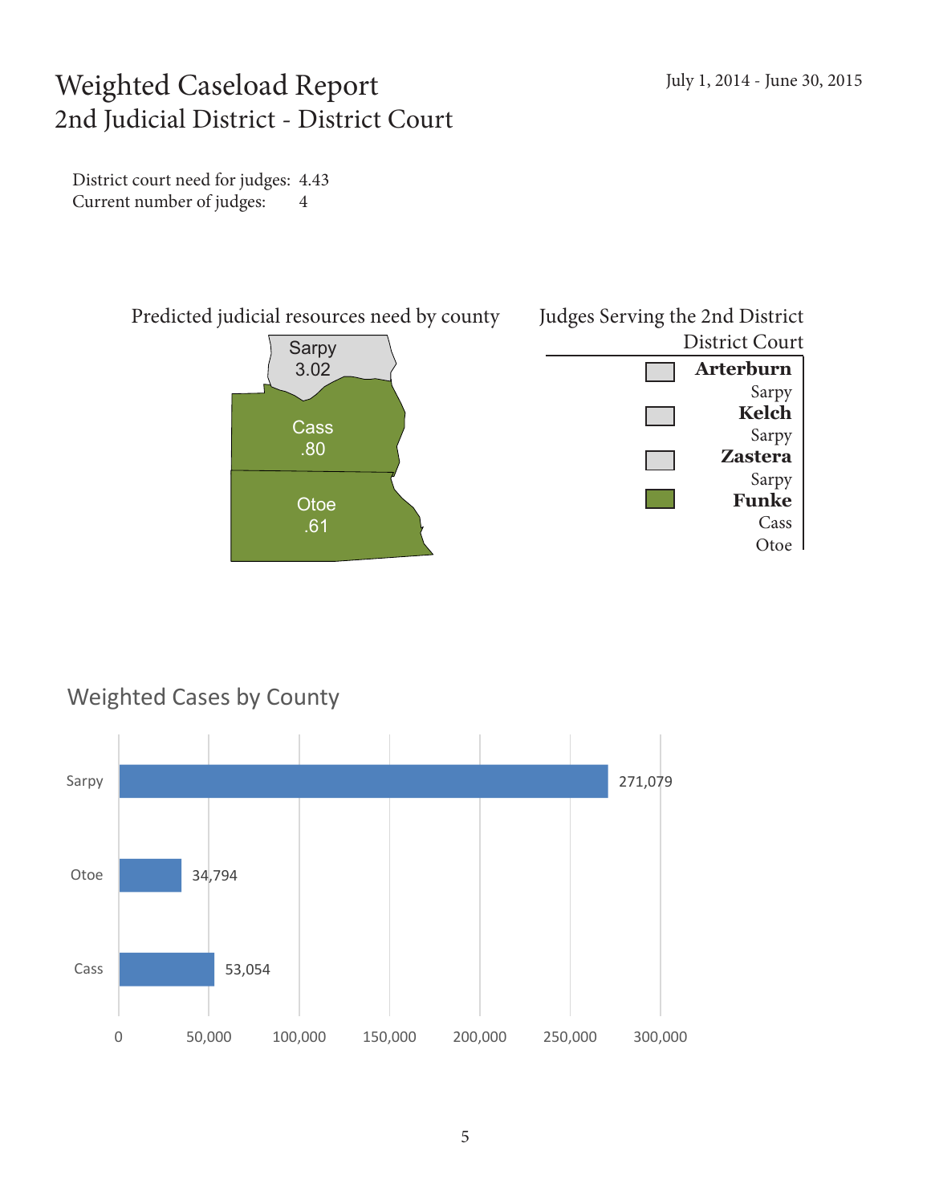# Weighted Caseload Report
## 2nd Judicial District - District Court

July 1, 2014 - June 30, 2015

District court need for judges: 4.43
Current number of judges: 4

### Predicted judicial resources need by county

| County | Need |
|---|---|
| Sarpy | 3.02 |
| Cass | .80 |
| Otoe | .61 |

### Judges Serving the 2nd District District Court

**Arterburn**
Sarpy

**Kelch**
Sarpy

**Zastera**
Sarpy

**Funke**
Cass
Otoe

### Weighted Cases by County

| County | Weighted Cases |
|---|---|
| Sarpy | 271,079 |
| Otoe | 34,794 |
| Cass | 53,054 |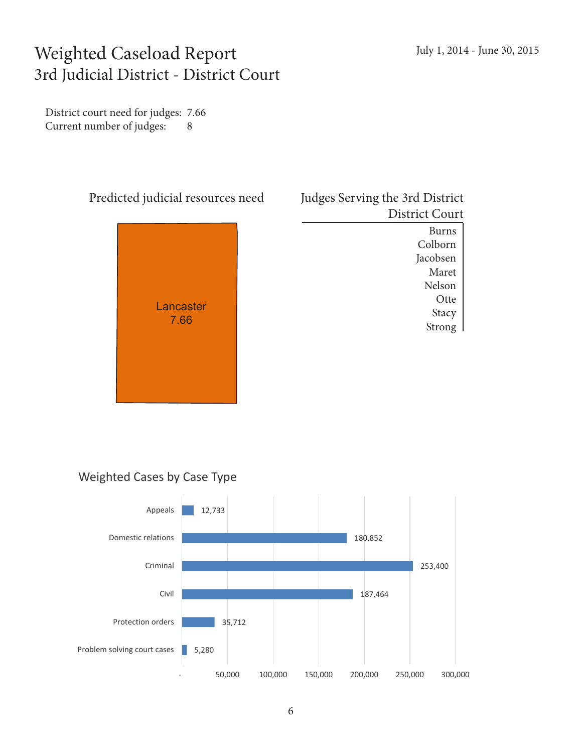# Weighted Caseload Report
## 3rd Judicial District - District Court

July 1, 2014 - June 30, 2015

District court need for judges: 7.66
Current number of judges: 8

### Predicted judicial resources need

Lancaster
7.66

### Judges Serving the 3rd District District Court

- Burns
- Colborn
- Jacobsen
- Maret
- Nelson
- Otte
- Stacy
- Strong

### Weighted Cases by Case Type

| Case Type | Weighted Cases |
|---|---|
| Appeals | 12,733 |
| Domestic relations | 180,852 |
| Criminal | 253,400 |
| Civil | 187,464 |
| Protection orders | 35,712 |
| Problem solving court cases | 5,280 |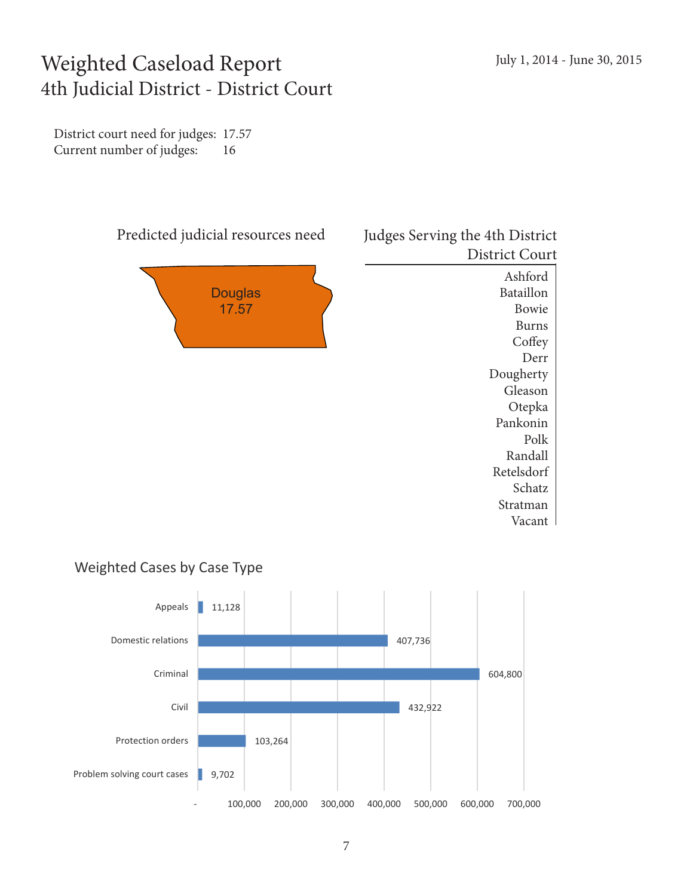# Weighted Caseload Report
## 4th Judicial District - District Court

July 1, 2014 - June 30, 2015

District court need for judges: 17.57
Current number of judges: 16

### Predicted judicial resources need

Douglas
17.57

### Judges Serving the 4th District District Court

Ashford
Bataillon
Bowie
Burns
Coffey
Derr
Dougherty
Gleason
Otepka
Pankonin
Polk
Randall
Retelsdorf
Schatz
Stratman
Vacant

### Weighted Cases by Case Type

| Case Type | Weighted Cases |
|---|---|
| Appeals | 11,128 |
| Domestic relations | 407,736 |
| Criminal | 604,800 |
| Civil | 432,922 |
| Protection orders | 103,264 |
| Problem solving court cases | 9,702 |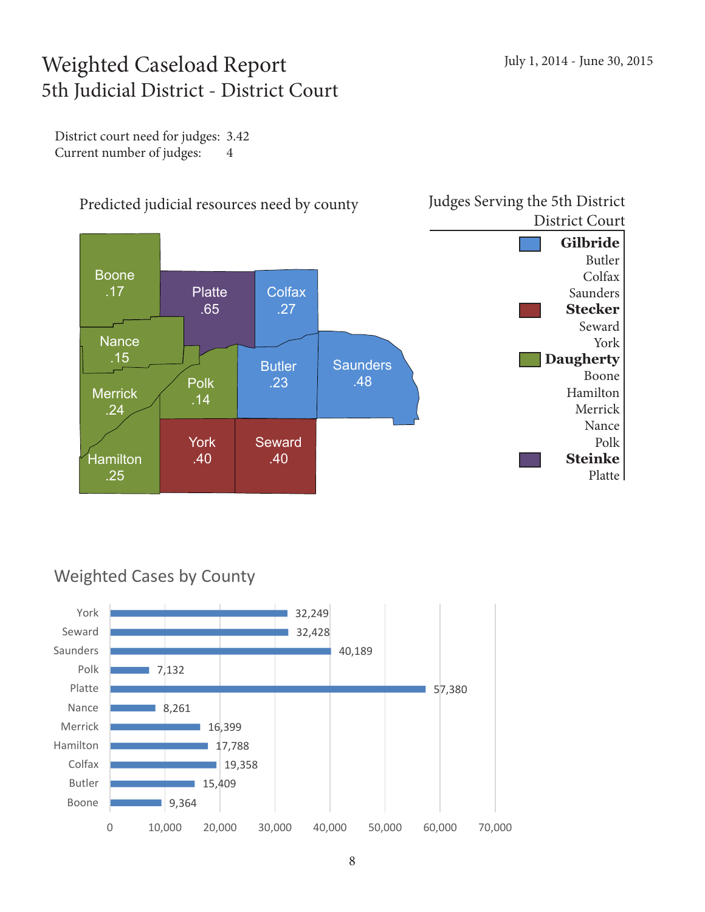# Weighted Caseload Report

## 5th Judicial District - District Court

July 1, 2014 - June 30, 2015

District court need for judges: 3.42
Current number of judges: 4

### Predicted judicial resources need by county

| County | Need |
|---|---|
| Boone | .17 |
| Platte | .65 |
| Colfax | .27 |
| Nance | .15 |
| Merrick | .24 |
| Polk | .14 |
| Butler | .23 |
| Saunders | .48 |
| Hamilton | .25 |
| York | .40 |
| Seward | .40 |

### Judges Serving the 5th District District Court

**Gilbride**
Butler
Colfax
Saunders

**Stecker**
Seward
York

**Daugherty**
Boone
Hamilton
Merrick
Nance
Polk

**Steinke**
Platte

### Weighted Cases by County

| County | Weighted Cases |
|---|---|
| York | 32,249 |
| Seward | 32,428 |
| Saunders | 40,189 |
| Polk | 7,132 |
| Platte | 57,380 |
| Nance | 8,261 |
| Merrick | 16,399 |
| Hamilton | 17,788 |
| Colfax | 19,358 |
| Butler | 15,409 |
| Boone | 9,364 |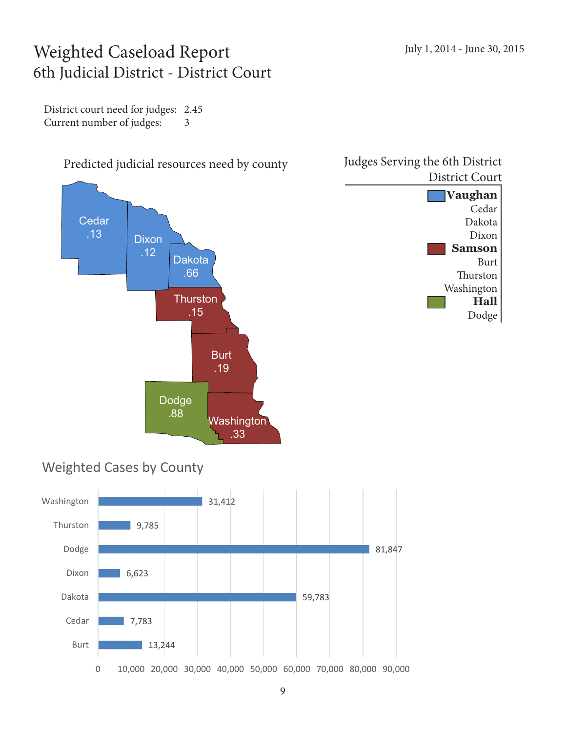# Weighted Caseload Report
## 6th Judicial District - District Court

July 1, 2014 - June 30, 2015

District court need for judges: 2.45
Current number of judges: 3

### Predicted judicial resources need by county

| County | Need |
|---|---|
| Cedar | .13 |
| Dixon | .12 |
| Dakota | .66 |
| Thurston | .15 |
| Burt | .19 |
| Dodge | .88 |
| Washington | .33 |

### Judges Serving the 6th District District Court

**Vaughan**
Cedar
Dakota
Dixon

**Samson**
Burt
Thurston
Washington

**Hall**
Dodge

### Weighted Cases by County

| County | Weighted Cases |
|---|---|
| Washington | 31,412 |
| Thurston | 9,785 |
| Dodge | 81,847 |
| Dixon | 6,623 |
| Dakota | 59,783 |
| Cedar | 7,783 |
| Burt | 13,244 |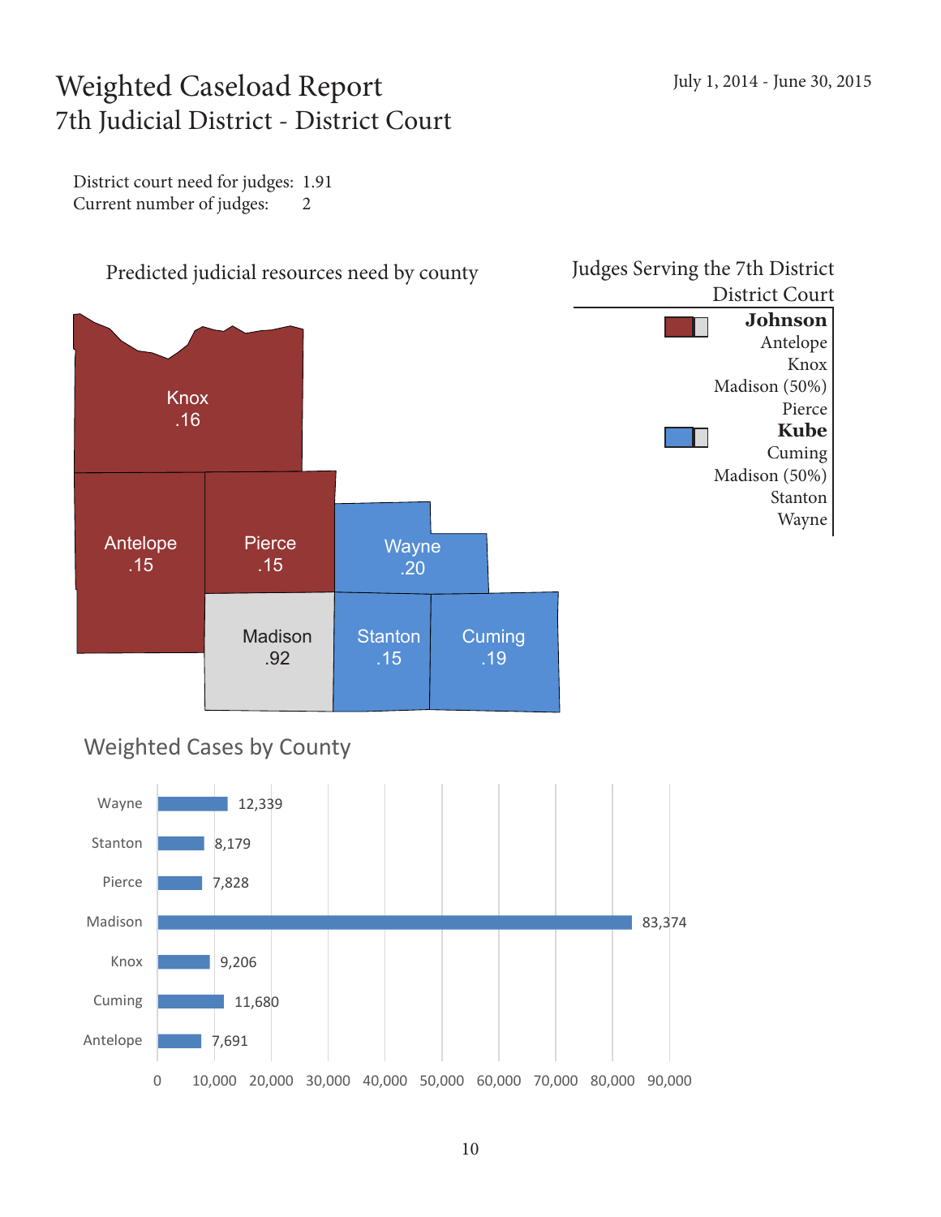# Weighted Caseload Report
## 7th Judicial District - District Court

July 1, 2014 - June 30, 2015

District court need for judges: 1.91
Current number of judges: 2

### Predicted judicial resources need by county

| County | Need |
|---|---|
| Knox | .16 |
| Antelope | .15 |
| Pierce | .15 |
| Wayne | .20 |
| Madison | .92 |
| Stanton | .15 |
| Cuming | .19 |

### Judges Serving the 7th District District Court

**Johnson**
- Antelope
- Knox
- Madison (50%)
- Pierce

**Kube**
- Cuming
- Madison (50%)
- Stanton
- Wayne

### Weighted Cases by County

| County | Weighted Cases |
|---|---|
| Wayne | 12,339 |
| Stanton | 8,179 |
| Pierce | 7,828 |
| Madison | 83,374 |
| Knox | 9,206 |
| Cuming | 11,680 |
| Antelope | 7,691 |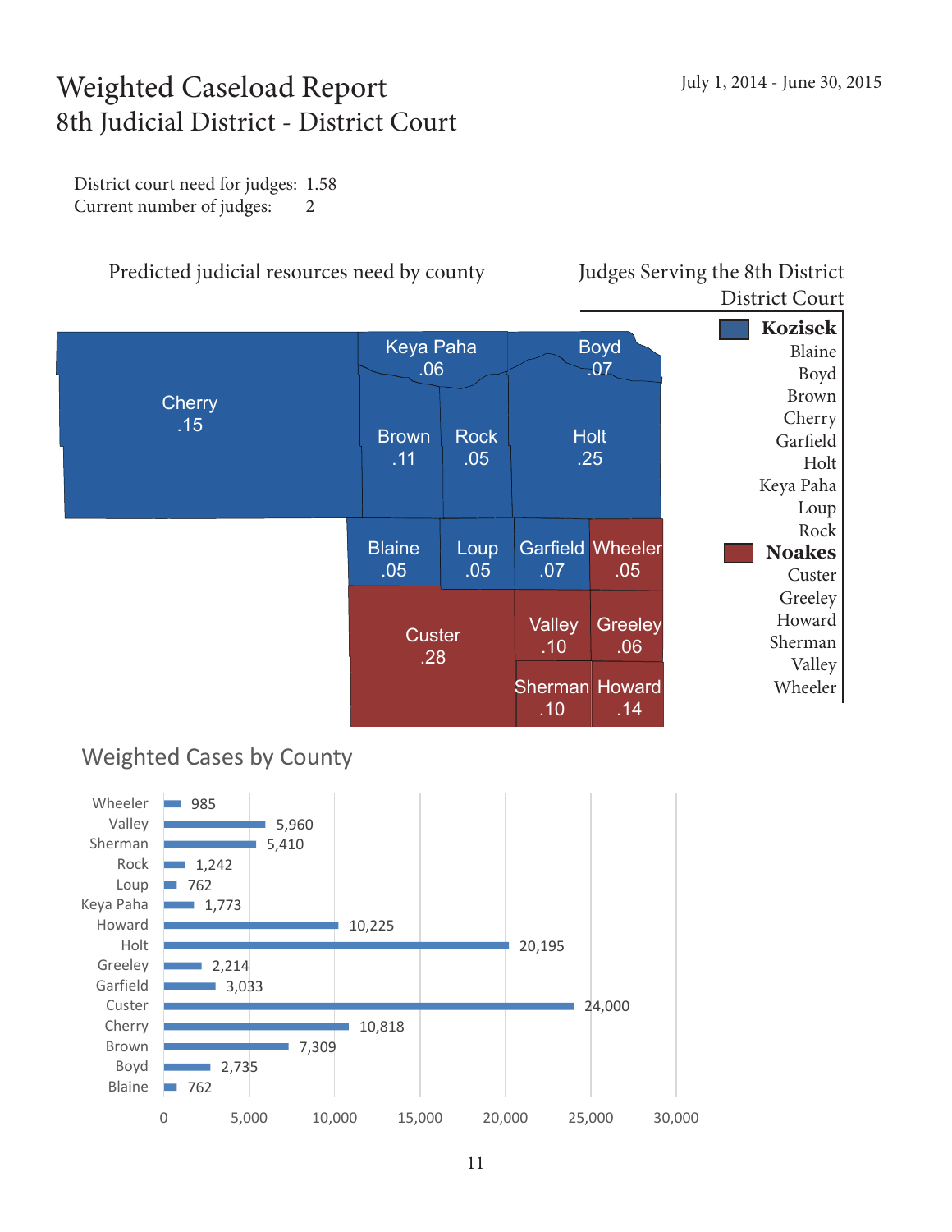# Weighted Caseload Report
## 8th Judicial District - District Court

July 1, 2014 - June 30, 2015

District court need for judges: 1.58
Current number of judges: 2

### Predicted judicial resources need by county

| County | Need |
|---|---|
| Cherry | .15 |
| Keya Paha | .06 |
| Boyd | .07 |
| Brown | .11 |
| Rock | .05 |
| Holt | .25 |
| Blaine | .05 |
| Loup | .05 |
| Garfield | .07 |
| Wheeler | .05 |
| Custer | .28 |
| Valley | .10 |
| Greeley | .06 |
| Sherman | .10 |
| Howard | .14 |

### Judges Serving the 8th District District Court

**Kozisek**
Blaine
Boyd
Brown
Cherry
Garfield
Holt
Keya Paha
Loup
Rock

**Noakes**
Custer
Greeley
Howard
Sherman
Valley
Wheeler

### Weighted Cases by County

| County | Weighted Cases |
|---|---|
| Wheeler | 985 |
| Valley | 5,960 |
| Sherman | 5,410 |
| Rock | 1,242 |
| Loup | 762 |
| Keya Paha | 1,773 |
| Howard | 10,225 |
| Holt | 20,195 |
| Greeley | 2,214 |
| Garfield | 3,033 |
| Custer | 24,000 |
| Cherry | 10,818 |
| Brown | 7,309 |
| Boyd | 2,735 |
| Blaine | 762 |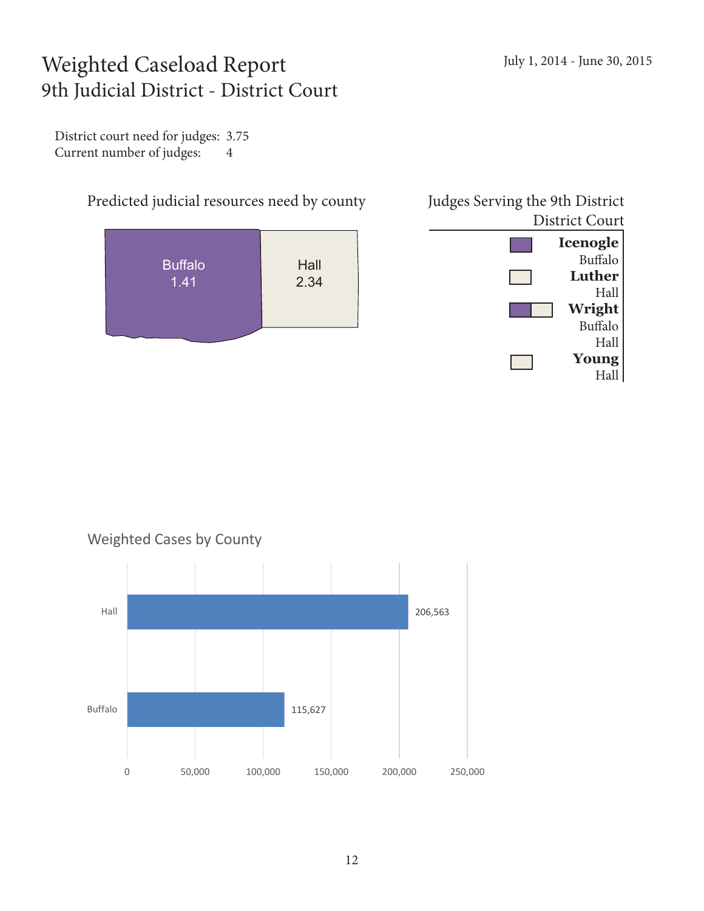# Weighted Caseload Report
## 9th Judicial District - District Court

July 1, 2014 - June 30, 2015

District court need for judges: 3.75
Current number of judges: 4

### Predicted judicial resources need by county

| County | Need |
|---|---|
| Buffalo | 1.41 |
| Hall | 2.34 |

### Judges Serving the 9th District District Court

**Icenogle**
Buffalo

**Luther**
Hall

**Wright**
Buffalo
Hall

**Young**
Hall

### Weighted Cases by County

| County | Weighted Cases |
|---|---|
| Hall | 206,563 |
| Buffalo | 115,627 |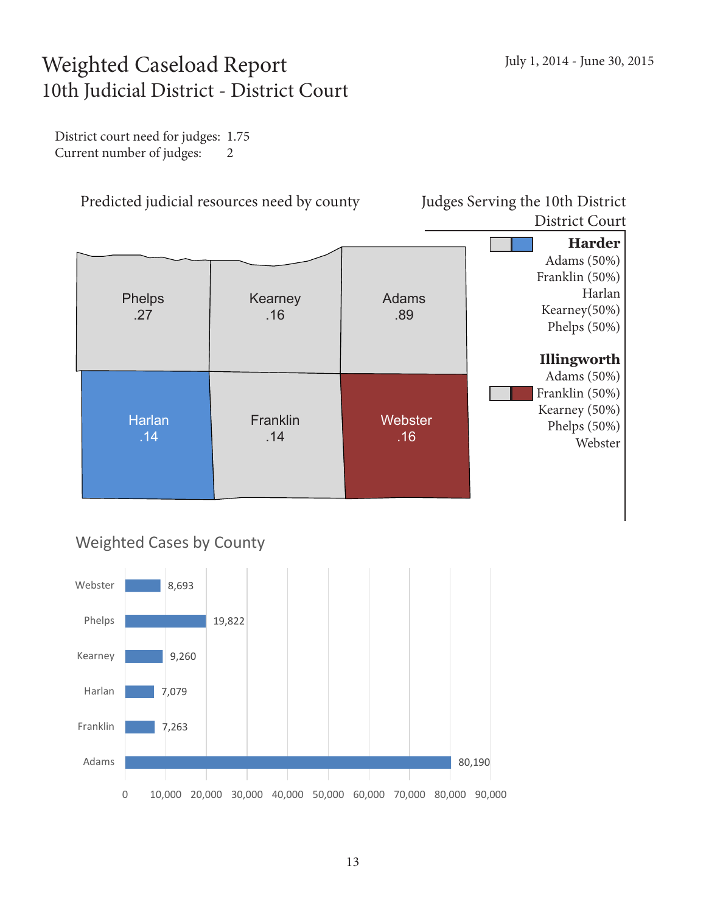# Weighted Caseload Report
## 10th Judicial District - District Court

July 1, 2014 - June 30, 2015

District court need for judges: 1.75
Current number of judges: 2

### Predicted judicial resources need by county

| County | Need |
|---|---|
| Phelps | .27 |
| Kearney | .16 |
| Adams | .89 |
| Harlan | .14 |
| Franklin | .14 |
| Webster | .16 |

### Judges Serving the 10th District District Court

**Harder**
Adams (50%)
Franklin (50%)
Harlan
Kearney(50%)
Phelps (50%)

**Illingworth**
Adams (50%)
Franklin (50%)
Kearney (50%)
Phelps (50%)
Webster

### Weighted Cases by County

| County | Weighted Cases |
|---|---|
| Webster | 8,693 |
| Phelps | 19,822 |
| Kearney | 9,260 |
| Harlan | 7,079 |
| Franklin | 7,263 |
| Adams | 80,190 |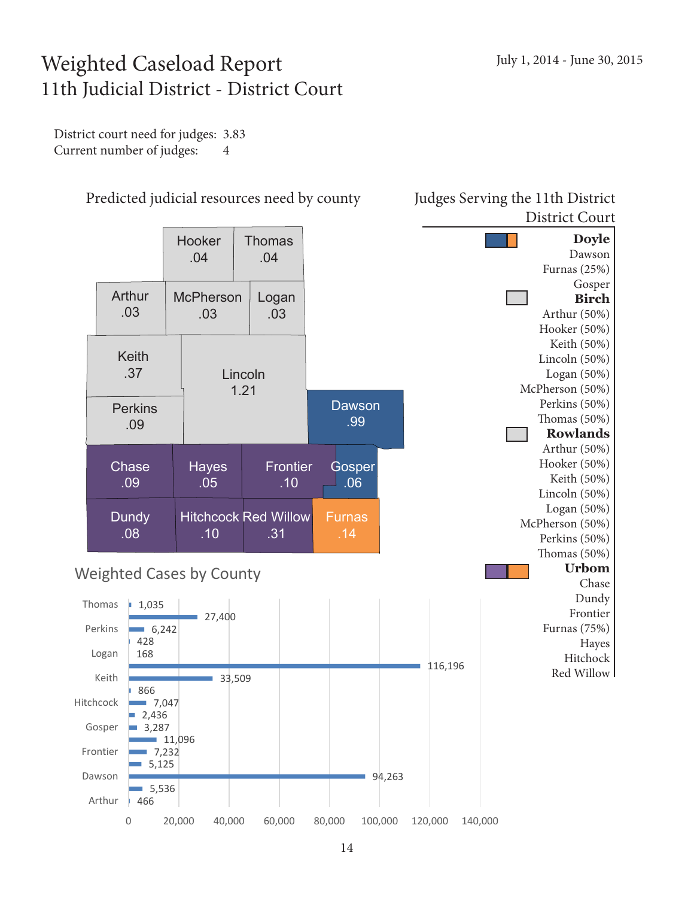# Weighted Caseload Report
## 11th Judicial District - District Court

July 1, 2014 - June 30, 2015

District court need for judges: 3.83
Current number of judges: 4

### Predicted judicial resources need by county

| County | Need |
|---|---|
| Hooker | .04 |
| Thomas | .04 |
| Arthur | .03 |
| McPherson | .03 |
| Logan | .03 |
| Keith | .37 |
| Lincoln | 1.21 |
| Perkins | .09 |
| Dawson | .99 |
| Chase | .09 |
| Hayes | .05 |
| Frontier | .10 |
| Gosper | .06 |
| Dundy | .08 |
| Hitchcock | .10 |
| Red Willow | .31 |
| Furnas | .14 |

### Judges Serving the 11th District District Court

**Doyle**
Dawson
Furnas (25%)
Gosper

**Birch**
Arthur (50%)
Hooker (50%)
Keith (50%)
Lincoln (50%)
Logan (50%)
McPherson (50%)
Perkins (50%)
Thomas (50%)

**Rowlands**
Arthur (50%)
Hooker (50%)
Keith (50%)
Lincoln (50%)
Logan (50%)
McPherson (50%)
Perkins (50%)
Thomas (50%)

**Urbom**
Chase
Dundy
Frontier
Furnas (75%)
Hayes
Hitchcock
Red Willow

### Weighted Cases by County

| County | Weighted Cases |
|---|---|
| Thomas | 1,035 |
| | 27,400 |
| Perkins | 6,242 |
| | 428 |
| Logan | 168 |
| | 116,196 |
| Keith | 33,509 |
| | 866 |
| Hitchcock | 7,047 |
| | 2,436 |
| Gosper | 3,287 |
| | 11,096 |
| Frontier | 7,232 |
| | 5,125 |
| Dawson | 94,263 |
| | 5,536 |
| Arthur | 466 |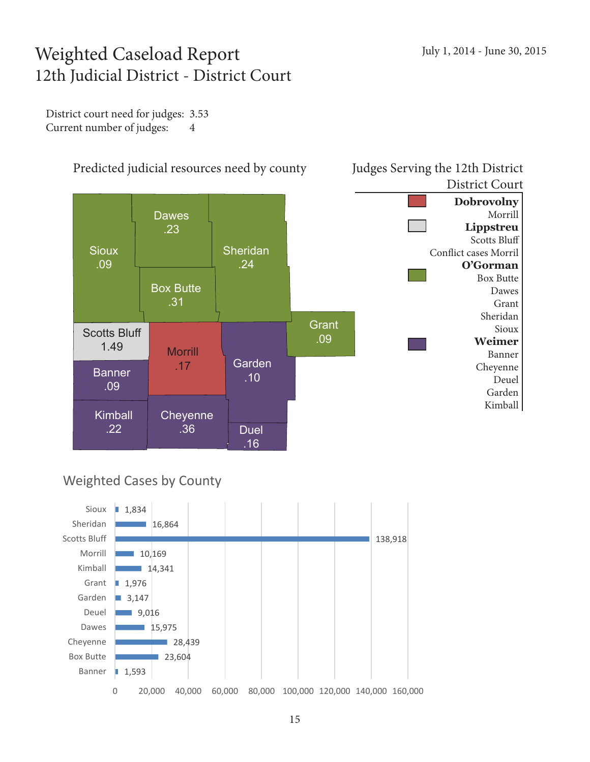# Weighted Caseload Report
## 12th Judicial District - District Court

July 1, 2014 - June 30, 2015

District court need for judges: 3.53
Current number of judges: 4

### Predicted judicial resources need by county

Sioux
.09
Dawes
.23
Sheridan
.24
Box Butte
.31
Grant
.09
Scotts Bluff
1.49
Morrill
.17
Garden
.10
Banner
.09
Kimball
.22
Cheyenne
.36
Duel
.16

### Judges Serving the 12th District District Court

**Dobrovolny**
Morrill
**Lippstreu**
Scotts Bluff
Conflict cases Morril
**O'Gorman**
Box Butte
Dawes
Grant
Sheridan
Sioux
**Weimer**
Banner
Cheyenne
Deuel
Garden
Kimball

### Weighted Cases by County

Sioux 1,834
Sheridan 16,864
Scotts Bluff 138,918
Morrill 10,169
Kimball 14,341
Grant 1,976
Garden 3,147
Deuel 9,016
Dawes 15,975
Cheyenne 28,439
Box Butte 23,604
Banner 1,593

0 20,000 40,000 60,000 80,000 100,000 120,000 140,000 160,000